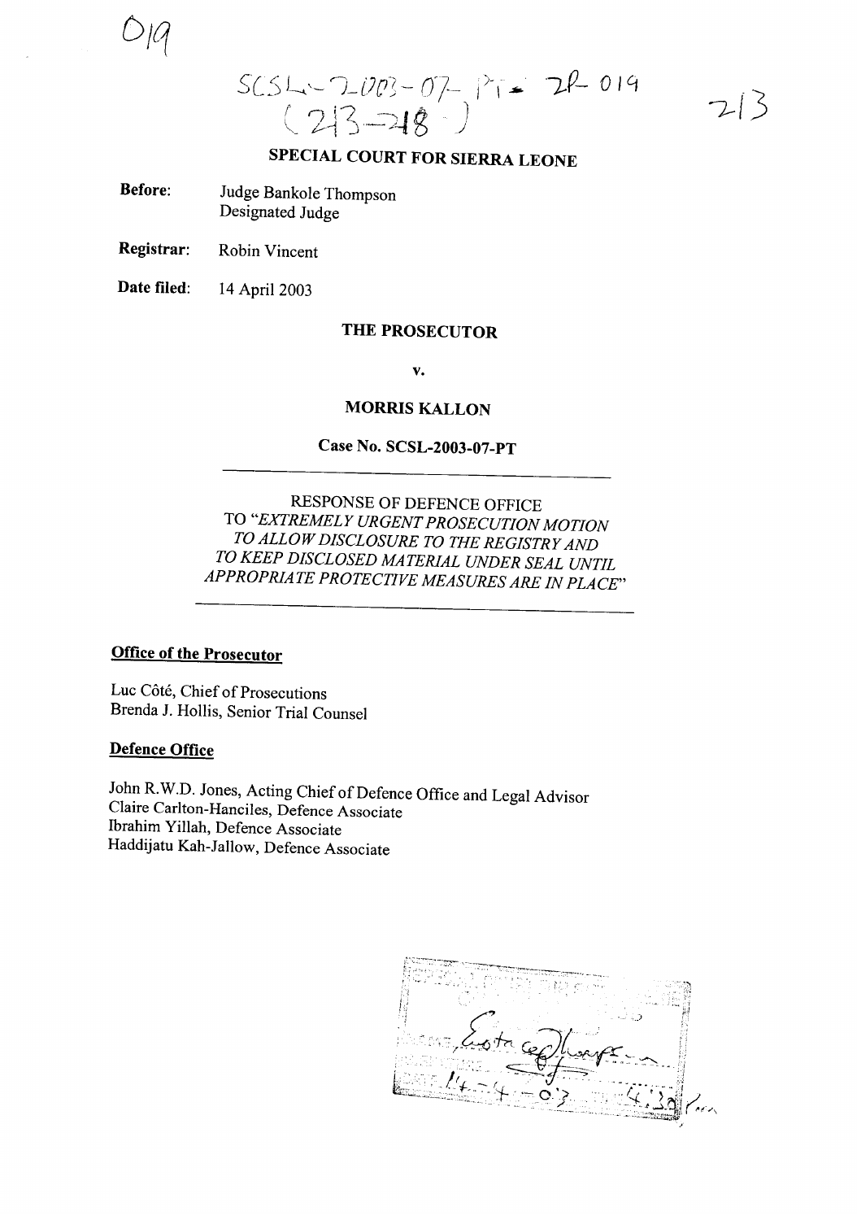019

SCSL-2003-07-PT-2P-019
(213-218)

213

## SPECIAL COURT FOR SIERRA LEONE

**Before:** Judge Bankole Thompson
Designated Judge

**Registrar:** Robin Vincent

**Date filed:** 14 April 2003

## THE PROSECUTOR

**v.**

## MORRIS KALLON

### Case No. SCSL-2003-07-PT

---

RESPONSE OF DEFENCE OFFICE
TO "*EXTREMELY URGENT PROSECUTION MOTION TO ALLOW DISCLOSURE TO THE REGISTRY AND TO KEEP DISCLOSED MATERIAL UNDER SEAL UNTIL APPROPRIATE PROTECTIVE MEASURES ARE IN PLACE*"

---

**Office of the Prosecutor**

Luc Côté, Chief of Prosecutions
Brenda J. Hollis, Senior Trial Counsel

**Defence Office**

John R.W.D. Jones, Acting Chief of Defence Office and Legal Advisor
Claire Carlton-Hanciles, Defence Associate
Ibrahim Yillah, Defence Associate
Haddijatu Kah-Jallow, Defence Associate

14-4-03 4:33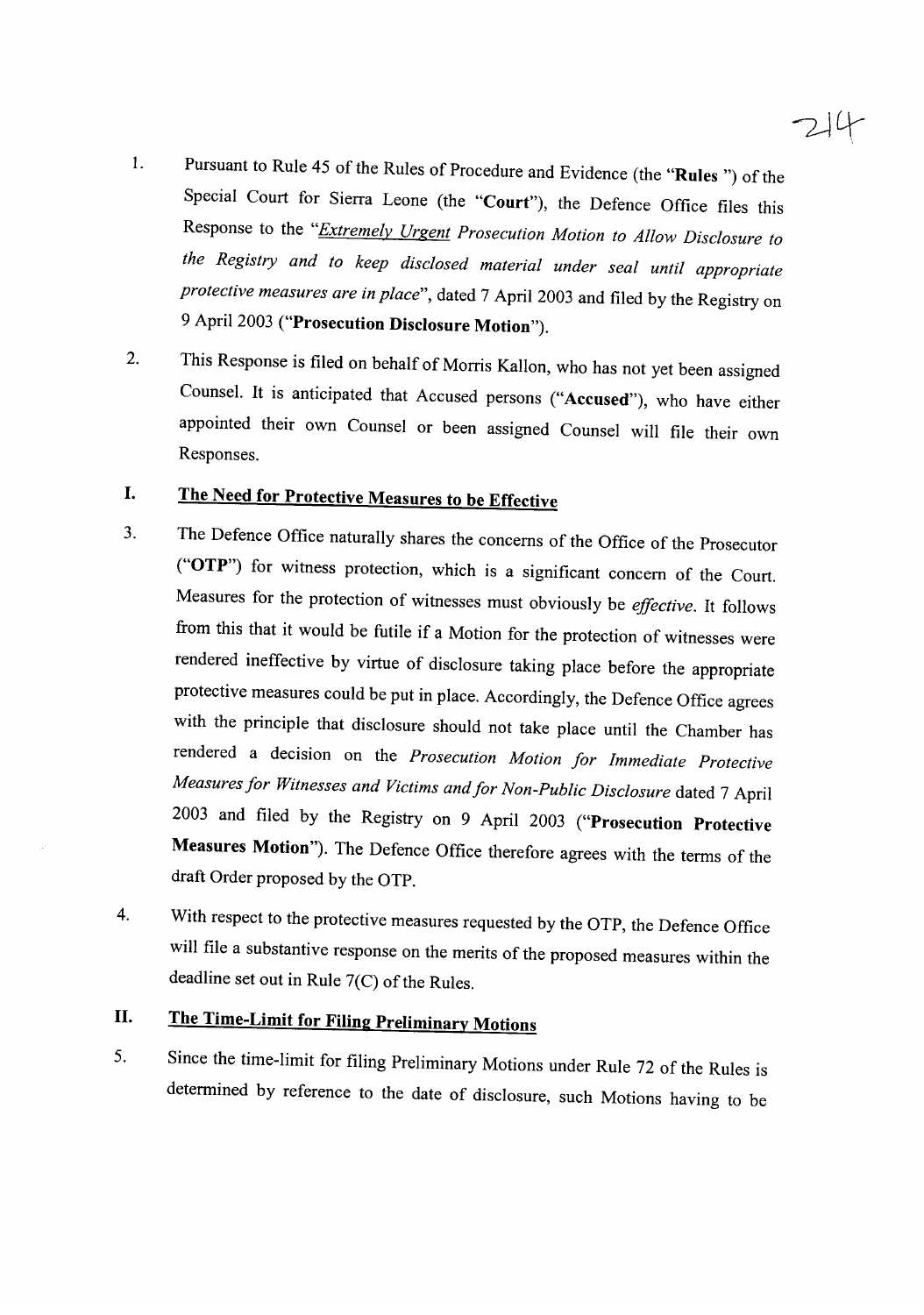1. Pursuant to Rule 45 of the Rules of Procedure and Evidence (the "**Rules** ") of the Special Court for Sierra Leone (the "**Court**"), the Defence Office files this Response to the "*Extremely Urgent Prosecution Motion to Allow Disclosure to the Registry and to keep disclosed material under seal until appropriate protective measures are in place*", dated 7 April 2003 and filed by the Registry on 9 April 2003 ("**Prosecution Disclosure Motion**").

2. This Response is filed on behalf of Morris Kallon, who has not yet been assigned Counsel. It is anticipated that Accused persons ("**Accused**"), who have either appointed their own Counsel or been assigned Counsel will file their own Responses.

## I. The Need for Protective Measures to be Effective

3. The Defence Office naturally shares the concerns of the Office of the Prosecutor ("**OTP**") for witness protection, which is a significant concern of the Court. Measures for the protection of witnesses must obviously be *effective*. It follows from this that it would be futile if a Motion for the protection of witnesses were rendered ineffective by virtue of disclosure taking place before the appropriate protective measures could be put in place. Accordingly, the Defence Office agrees with the principle that disclosure should not take place until the Chamber has rendered a decision on the *Prosecution Motion for Immediate Protective Measures for Witnesses and Victims and for Non-Public Disclosure* dated 7 April 2003 and filed by the Registry on 9 April 2003 ("**Prosecution Protective Measures Motion**"). The Defence Office therefore agrees with the terms of the draft Order proposed by the OTP.

4. With respect to the protective measures requested by the OTP, the Defence Office will file a substantive response on the merits of the proposed measures within the deadline set out in Rule 7(C) of the Rules.

## II. The Time-Limit for Filing Preliminary Motions

5. Since the time-limit for filing Preliminary Motions under Rule 72 of the Rules is determined by reference to the date of disclosure, such Motions having to be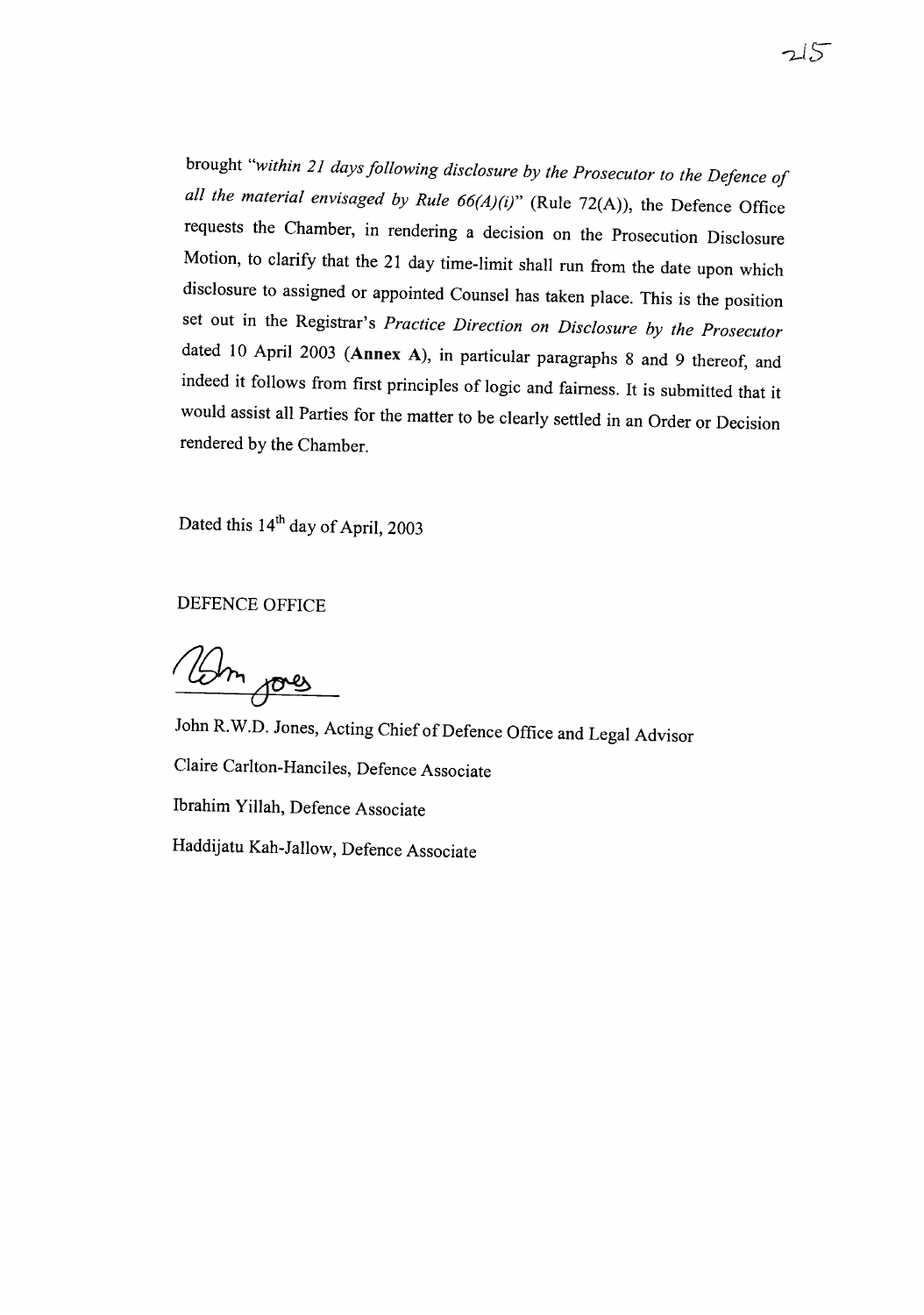brought *"within 21 days following disclosure by the Prosecutor to the Defence of all the material envisaged by Rule 66(A)(i)"* (Rule 72(A)), the Defence Office requests the Chamber, in rendering a decision on the Prosecution Disclosure Motion, to clarify that the 21 day time-limit shall run from the date upon which disclosure to assigned or appointed Counsel has taken place. This is the position set out in the Registrar's *Practice Direction on Disclosure by the Prosecutor* dated 10 April 2003 (**Annex A**), in particular paragraphs 8 and 9 thereof, and indeed it follows from first principles of logic and fairness. It is submitted that it would assist all Parties for the matter to be clearly settled in an Order or Decision rendered by the Chamber.

Dated this 14th day of April, 2003

DEFENCE OFFICE

John R.W.D. Jones, Acting Chief of Defence Office and Legal Advisor

Claire Carlton-Hanciles, Defence Associate

Ibrahim Yillah, Defence Associate

Haddijatu Kah-Jallow, Defence Associate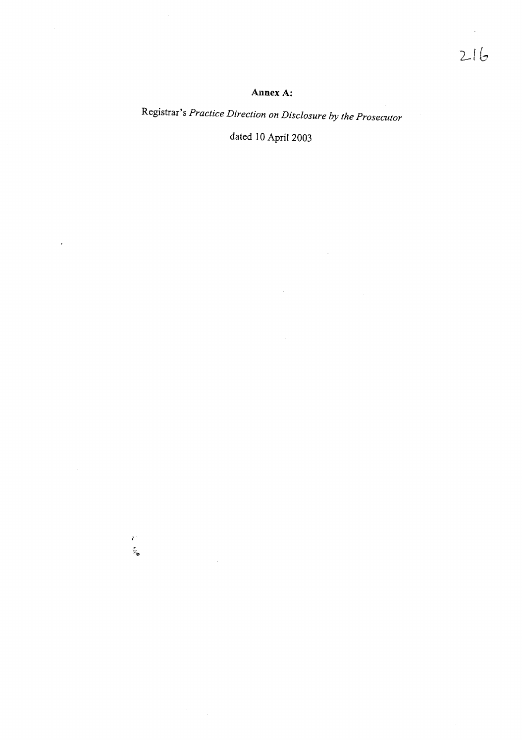**Annex A:**

Registrar's *Practice Direction on Disclosure by the Prosecutor*

dated 10 April 2003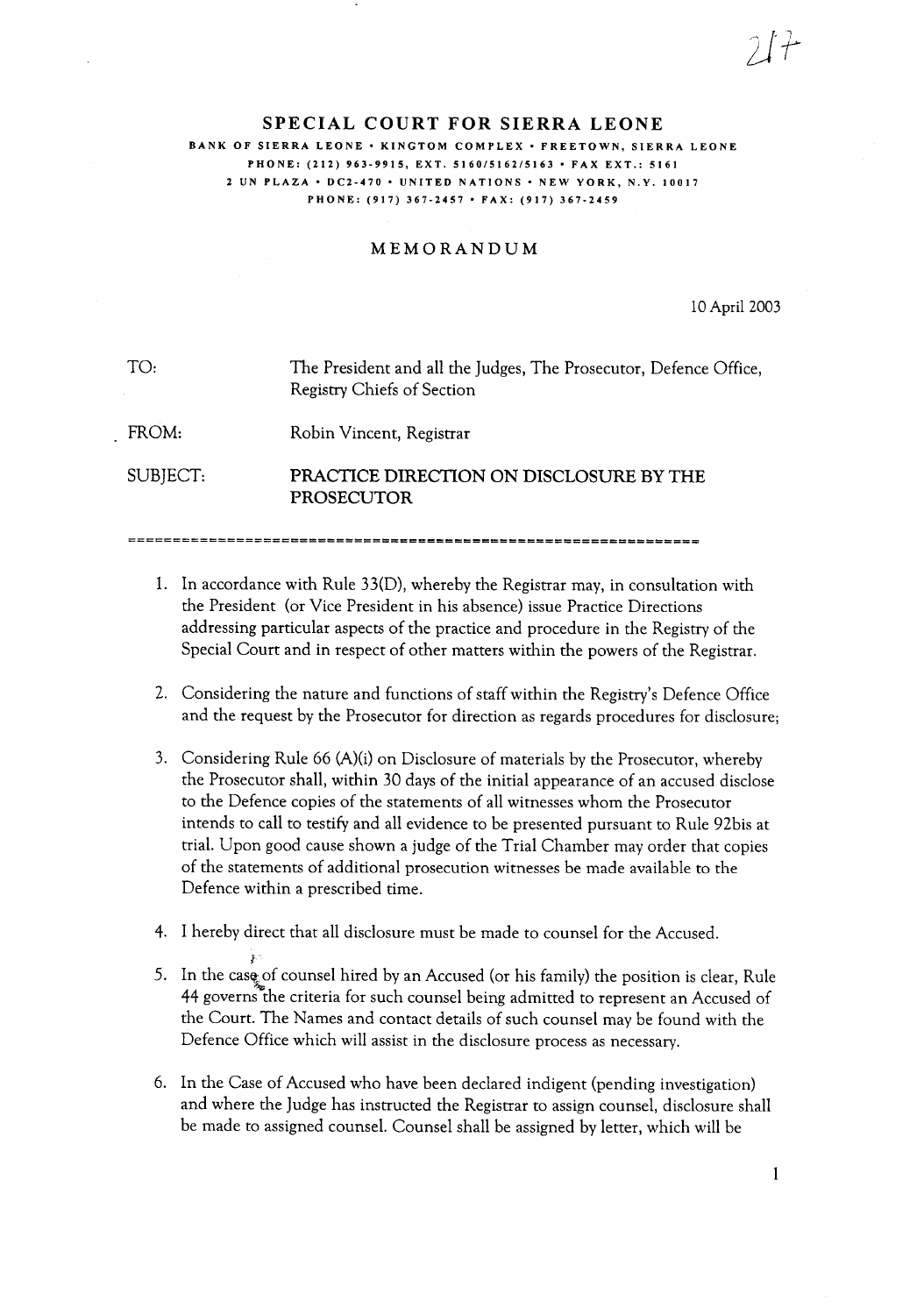# SPECIAL COURT FOR SIERRA LEONE

BANK OF SIERRA LEONE • KINGTOM COMPLEX • FREETOWN, SIERRA LEONE
PHONE: (212) 963-9915, EXT. 5160/5162/5163 • FAX EXT.: 5161
2 UN PLAZA • DC2-470 • UNITED NATIONS • NEW YORK, N.Y. 10017
PHONE: (917) 367-2457 • FAX: (917) 367-2459

## MEMORANDUM

10 April 2003

| | |
|---|---|
| TO: | The President and all the Judges, The Prosecutor, Defence Office, Registry Chiefs of Section |
| FROM: | Robin Vincent, Registrar |
| SUBJECT: | **PRACTICE DIRECTION ON DISCLOSURE BY THE PROSECUTOR** |

1. In accordance with Rule 33(D), whereby the Registrar may, in consultation with the President (or Vice President in his absence) issue Practice Directions addressing particular aspects of the practice and procedure in the Registry of the Special Court and in respect of other matters within the powers of the Registrar.

2. Considering the nature and functions of staff within the Registry's Defence Office and the request by the Prosecutor for direction as regards procedures for disclosure;

3. Considering Rule 66 (A)(i) on Disclosure of materials by the Prosecutor, whereby the Prosecutor shall, within 30 days of the initial appearance of an accused disclose to the Defence copies of the statements of all witnesses whom the Prosecutor intends to call to testify and all evidence to be presented pursuant to Rule 92bis at trial. Upon good cause shown a judge of the Trial Chamber may order that copies of the statements of additional prosecution witnesses be made available to the Defence within a prescribed time.

4. I hereby direct that all disclosure must be made to counsel for the Accused.

5. In the case of counsel hired by an Accused (or his family) the position is clear, Rule 44 governs the criteria for such counsel being admitted to represent an Accused of the Court. The Names and contact details of such counsel may be found with the Defence Office which will assist in the disclosure process as necessary.

6. In the Case of Accused who have been declared indigent (pending investigation) and where the Judge has instructed the Registrar to assign counsel, disclosure shall be made to assigned counsel. Counsel shall be assigned by letter, which will be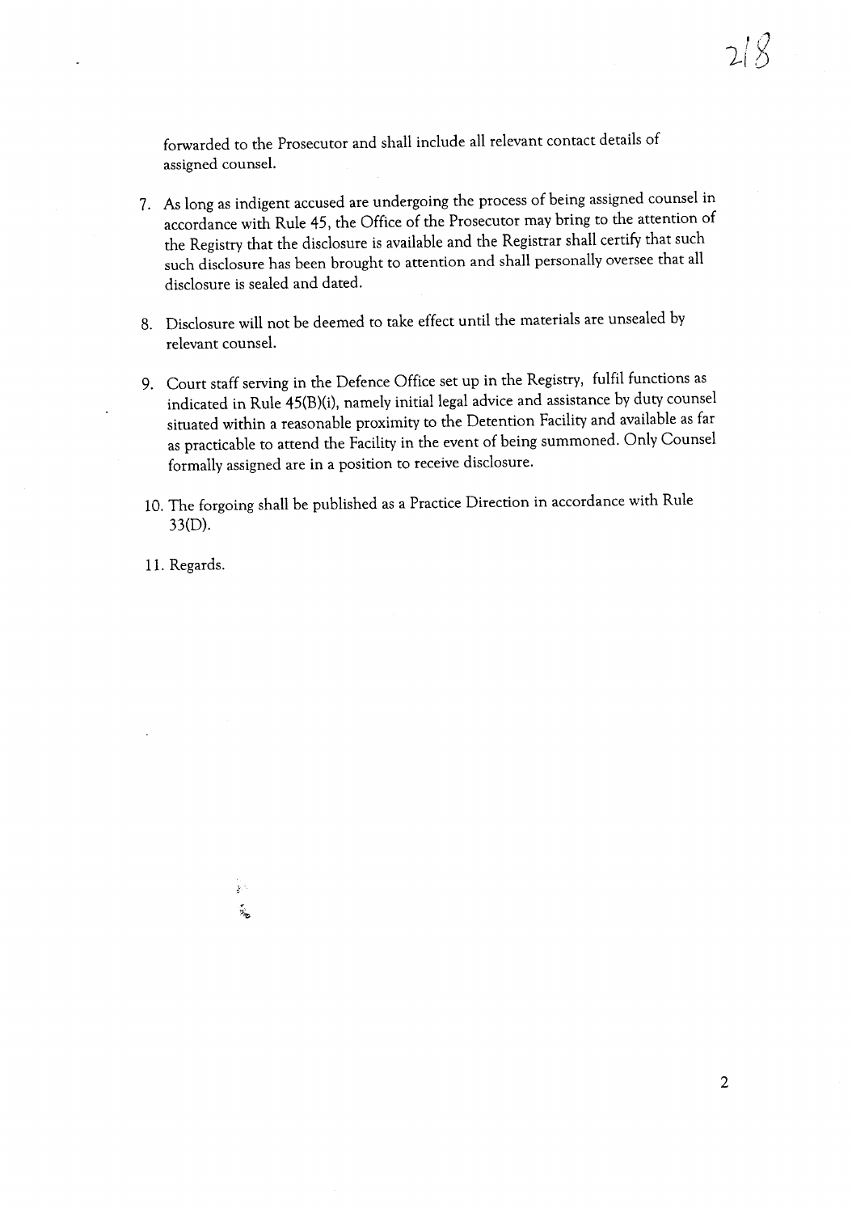forwarded to the Prosecutor and shall include all relevant contact details of assigned counsel.

7. As long as indigent accused are undergoing the process of being assigned counsel in accordance with Rule 45, the Office of the Prosecutor may bring to the attention of the Registry that the disclosure is available and the Registrar shall certify that such such disclosure has been brought to attention and shall personally oversee that all disclosure is sealed and dated.

8. Disclosure will not be deemed to take effect until the materials are unsealed by relevant counsel.

9. Court staff serving in the Defence Office set up in the Registry, fulfil functions as indicated in Rule 45(B)(i), namely initial legal advice and assistance by duty counsel situated within a reasonable proximity to the Detention Facility and available as far as practicable to attend the Facility in the event of being summoned. Only Counsel formally assigned are in a position to receive disclosure.

10. The forgoing shall be published as a Practice Direction in accordance with Rule 33(D).

11. Regards.